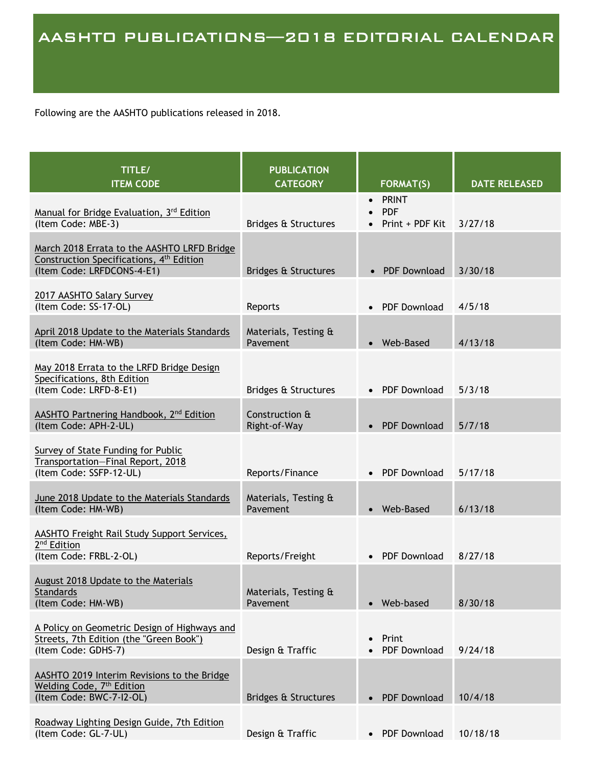# AASHTO PUBLICATIONS—2018 EDITORIAL CALENDAR

Following are the AASHTO publications released in 2018.

| TITLE/ ITEM CODE | PUBLICATION CATEGORY | FORMAT(S) | DATE RELEASED |
|---|---|---|---|
| Manual for Bridge Evaluation, 3rd Edition (Item Code: MBE-3) | Bridges & Structures | • PRINT<br>• PDF<br>• Print + PDF Kit | 3/27/18 |
| March 2018 Errata to the AASHTO LRFD Bridge Construction Specifications, 4th Edition (Item Code: LRFDCONS-4-E1) | Bridges & Structures | • PDF Download | 3/30/18 |
| 2017 AASHTO Salary Survey (Item Code: SS-17-OL) | Reports | • PDF Download | 4/5/18 |
| April 2018 Update to the Materials Standards (Item Code: HM-WB) | Materials, Testing & Pavement | • Web-Based | 4/13/18 |
| May 2018 Errata to the LRFD Bridge Design Specifications, 8th Edition (Item Code: LRFD-8-E1) | Bridges & Structures | • PDF Download | 5/3/18 |
| AASHTO Partnering Handbook, 2nd Edition (Item Code: APH-2-UL) | Construction & Right-of-Way | • PDF Download | 5/7/18 |
| Survey of State Funding for Public Transportation—Final Report, 2018 (Item Code: SSFP-12-UL) | Reports/Finance | • PDF Download | 5/17/18 |
| June 2018 Update to the Materials Standards (Item Code: HM-WB) | Materials, Testing & Pavement | • Web-Based | 6/13/18 |
| AASHTO Freight Rail Study Support Services, 2nd Edition (Item Code: FRBL-2-OL) | Reports/Freight | • PDF Download | 8/27/18 |
| August 2018 Update to the Materials Standards (Item Code: HM-WB) | Materials, Testing & Pavement | • Web-based | 8/30/18 |
| A Policy on Geometric Design of Highways and Streets, 7th Edition (the "Green Book") (Item Code: GDHS-7) | Design & Traffic | • Print<br>• PDF Download | 9/24/18 |
| AASHTO 2019 Interim Revisions to the Bridge Welding Code, 7th Edition (Item Code: BWC-7-I2-OL) | Bridges & Structures | • PDF Download | 10/4/18 |
| Roadway Lighting Design Guide, 7th Edition (Item Code: GL-7-UL) | Design & Traffic | • PDF Download | 10/18/18 |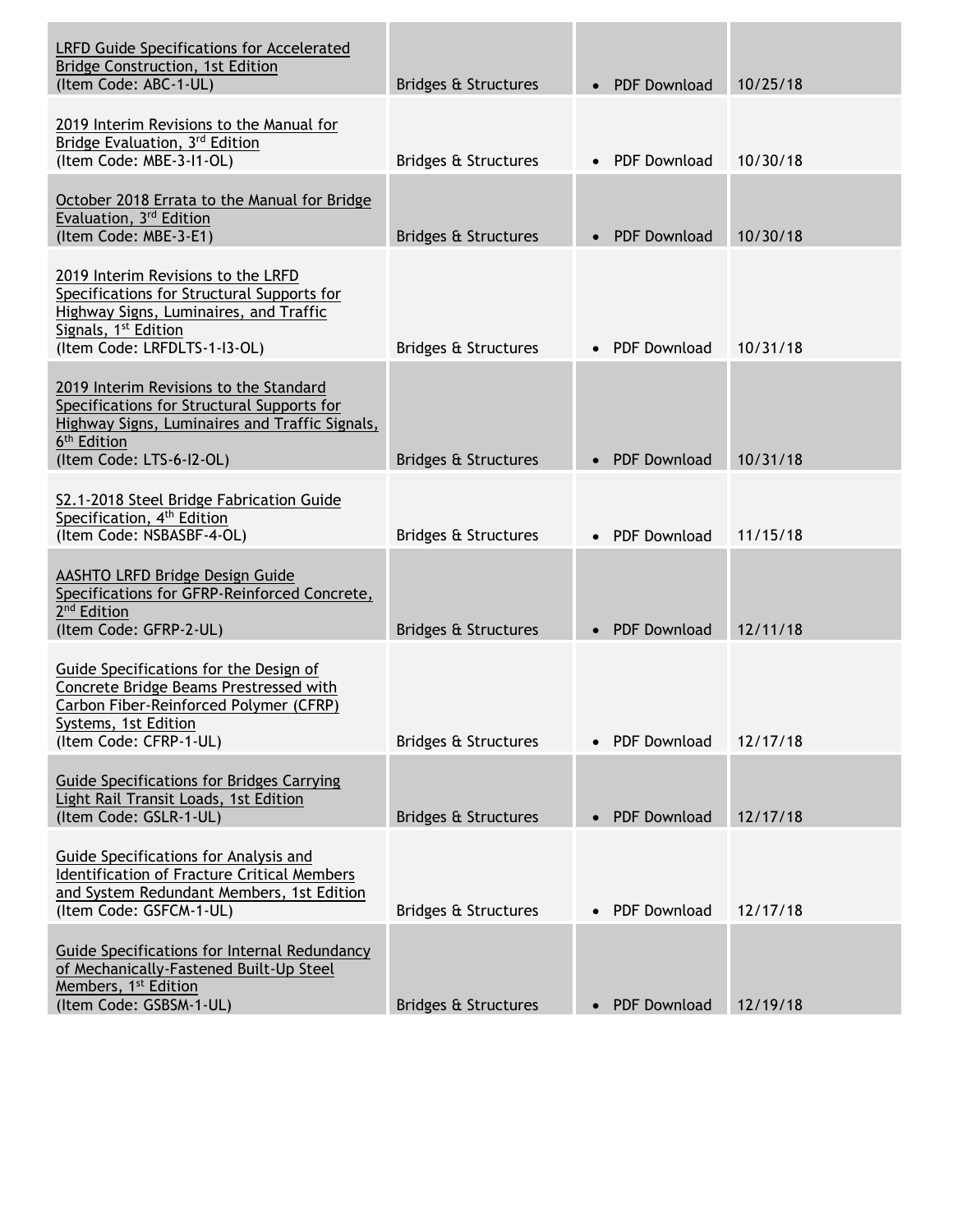| | | | |
|---|---|---|---|
| LRFD Guide Specifications for Accelerated Bridge Construction, 1st Edition (Item Code: ABC-1-UL) | Bridges & Structures | • PDF Download | 10/25/18 |
| 2019 Interim Revisions to the Manual for Bridge Evaluation, 3rd Edition (Item Code: MBE-3-I1-OL) | Bridges & Structures | • PDF Download | 10/30/18 |
| October 2018 Errata to the Manual for Bridge Evaluation, 3rd Edition (Item Code: MBE-3-E1) | Bridges & Structures | • PDF Download | 10/30/18 |
| 2019 Interim Revisions to the LRFD Specifications for Structural Supports for Highway Signs, Luminaires, and Traffic Signals, 1st Edition (Item Code: LRFDLTS-1-I3-OL) | Bridges & Structures | • PDF Download | 10/31/18 |
| 2019 Interim Revisions to the Standard Specifications for Structural Supports for Highway Signs, Luminaires and Traffic Signals, 6th Edition (Item Code: LTS-6-I2-OL) | Bridges & Structures | • PDF Download | 10/31/18 |
| S2.1-2018 Steel Bridge Fabrication Guide Specification, 4th Edition (Item Code: NSBASBF-4-OL) | Bridges & Structures | • PDF Download | 11/15/18 |
| AASHTO LRFD Bridge Design Guide Specifications for GFRP-Reinforced Concrete, 2nd Edition (Item Code: GFRP-2-UL) | Bridges & Structures | • PDF Download | 12/11/18 |
| Guide Specifications for the Design of Concrete Bridge Beams Prestressed with Carbon Fiber-Reinforced Polymer (CFRP) Systems, 1st Edition (Item Code: CFRP-1-UL) | Bridges & Structures | • PDF Download | 12/17/18 |
| Guide Specifications for Bridges Carrying Light Rail Transit Loads, 1st Edition (Item Code: GSLR-1-UL) | Bridges & Structures | • PDF Download | 12/17/18 |
| Guide Specifications for Analysis and Identification of Fracture Critical Members and System Redundant Members, 1st Edition (Item Code: GSFCM-1-UL) | Bridges & Structures | • PDF Download | 12/17/18 |
| Guide Specifications for Internal Redundancy of Mechanically-Fastened Built-Up Steel Members, 1st Edition (Item Code: GSBSM-1-UL) | Bridges & Structures | • PDF Download | 12/19/18 |